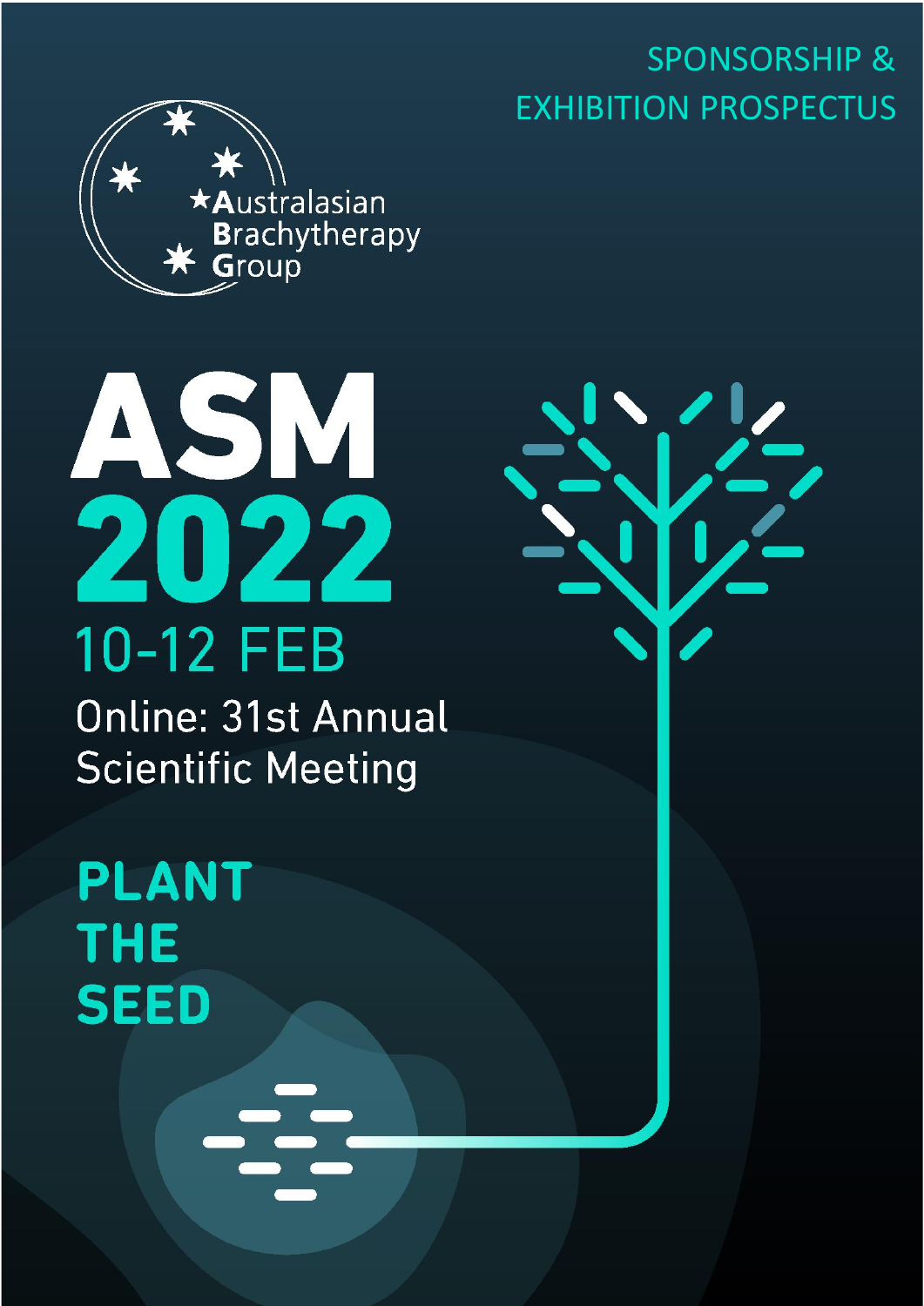SPONSORSHIP &
EXHIBITION PROSPECTUS

Australasian Brachytherapy Group

# ASM 2022

## 10-12 FEB

Online: 31st Annual Scientific Meeting

**PLANT THE SEED**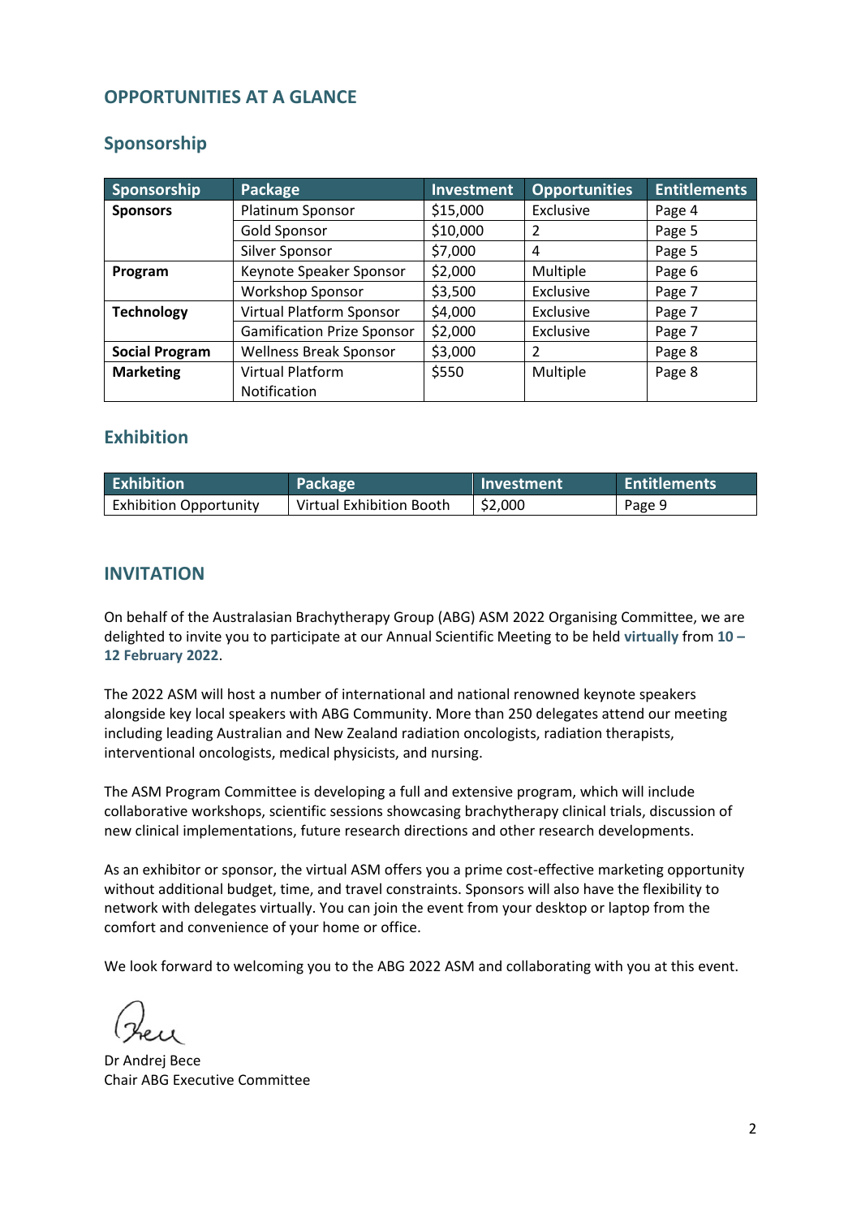## OPPORTUNITIES AT A GLANCE

### Sponsorship

| Sponsorship | Package | Investment | Opportunities | Entitlements |
|---|---|---|---|---|
| **Sponsors** | Platinum Sponsor | $15,000 | Exclusive | Page 4 |
| | Gold Sponsor | $10,000 | 2 | Page 5 |
| | Silver Sponsor | $7,000 | 4 | Page 5 |
| **Program** | Keynote Speaker Sponsor | $2,000 | Multiple | Page 6 |
| | Workshop Sponsor | $3,500 | Exclusive | Page 7 |
| **Technology** | Virtual Platform Sponsor | $4,000 | Exclusive | Page 7 |
| | Gamification Prize Sponsor | $2,000 | Exclusive | Page 7 |
| **Social Program** | Wellness Break Sponsor | $3,000 | 2 | Page 8 |
| **Marketing** | Virtual Platform Notification | $550 | Multiple | Page 8 |

### Exhibition

| Exhibition | Package | Investment | Entitlements |
|---|---|---|---|
| Exhibition Opportunity | Virtual Exhibition Booth | $2,000 | Page 9 |

## INVITATION

On behalf of the Australasian Brachytherapy Group (ABG) ASM 2022 Organising Committee, we are delighted to invite you to participate at our Annual Scientific Meeting to be held **virtually** from **10 – 12 February 2022**.

The 2022 ASM will host a number of international and national renowned keynote speakers alongside key local speakers with ABG Community. More than 250 delegates attend our meeting including leading Australian and New Zealand radiation oncologists, radiation therapists, interventional oncologists, medical physicists, and nursing.

The ASM Program Committee is developing a full and extensive program, which will include collaborative workshops, scientific sessions showcasing brachytherapy clinical trials, discussion of new clinical implementations, future research directions and other research developments.

As an exhibitor or sponsor, the virtual ASM offers you a prime cost-effective marketing opportunity without additional budget, time, and travel constraints. Sponsors will also have the flexibility to network with delegates virtually. You can join the event from your desktop or laptop from the comfort and convenience of your home or office.

We look forward to welcoming you to the ABG 2022 ASM and collaborating with you at this event.

Dr Andrej Bece
Chair ABG Executive Committee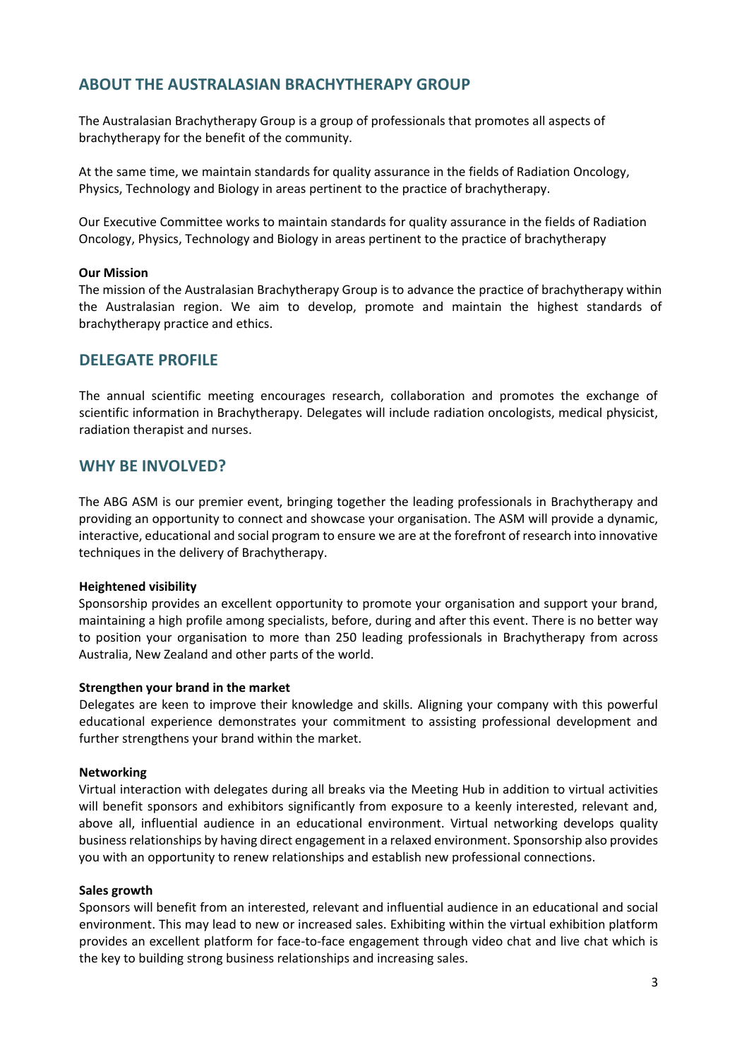## ABOUT THE AUSTRALASIAN BRACHYTHERAPY GROUP

The Australasian Brachytherapy Group is a group of professionals that promotes all aspects of brachytherapy for the benefit of the community.

At the same time, we maintain standards for quality assurance in the fields of Radiation Oncology, Physics, Technology and Biology in areas pertinent to the practice of brachytherapy.

Our Executive Committee works to maintain standards for quality assurance in the fields of Radiation Oncology, Physics, Technology and Biology in areas pertinent to the practice of brachytherapy

**Our Mission**

The mission of the Australasian Brachytherapy Group is to advance the practice of brachytherapy within the Australasian region. We aim to develop, promote and maintain the highest standards of brachytherapy practice and ethics.

## DELEGATE PROFILE

The annual scientific meeting encourages research, collaboration and promotes the exchange of scientific information in Brachytherapy. Delegates will include radiation oncologists, medical physicist, radiation therapist and nurses.

## WHY BE INVOLVED?

The ABG ASM is our premier event, bringing together the leading professionals in Brachytherapy and providing an opportunity to connect and showcase your organisation. The ASM will provide a dynamic, interactive, educational and social program to ensure we are at the forefront of research into innovative techniques in the delivery of Brachytherapy.

**Heightened visibility**

Sponsorship provides an excellent opportunity to promote your organisation and support your brand, maintaining a high profile among specialists, before, during and after this event. There is no better way to position your organisation to more than 250 leading professionals in Brachytherapy from across Australia, New Zealand and other parts of the world.

**Strengthen your brand in the market**

Delegates are keen to improve their knowledge and skills. Aligning your company with this powerful educational experience demonstrates your commitment to assisting professional development and further strengthens your brand within the market.

**Networking**

Virtual interaction with delegates during all breaks via the Meeting Hub in addition to virtual activities will benefit sponsors and exhibitors significantly from exposure to a keenly interested, relevant and, above all, influential audience in an educational environment. Virtual networking develops quality business relationships by having direct engagement in a relaxed environment. Sponsorship also provides you with an opportunity to renew relationships and establish new professional connections.

**Sales growth**

Sponsors will benefit from an interested, relevant and influential audience in an educational and social environment. This may lead to new or increased sales. Exhibiting within the virtual exhibition platform provides an excellent platform for face-to-face engagement through video chat and live chat which is the key to building strong business relationships and increasing sales.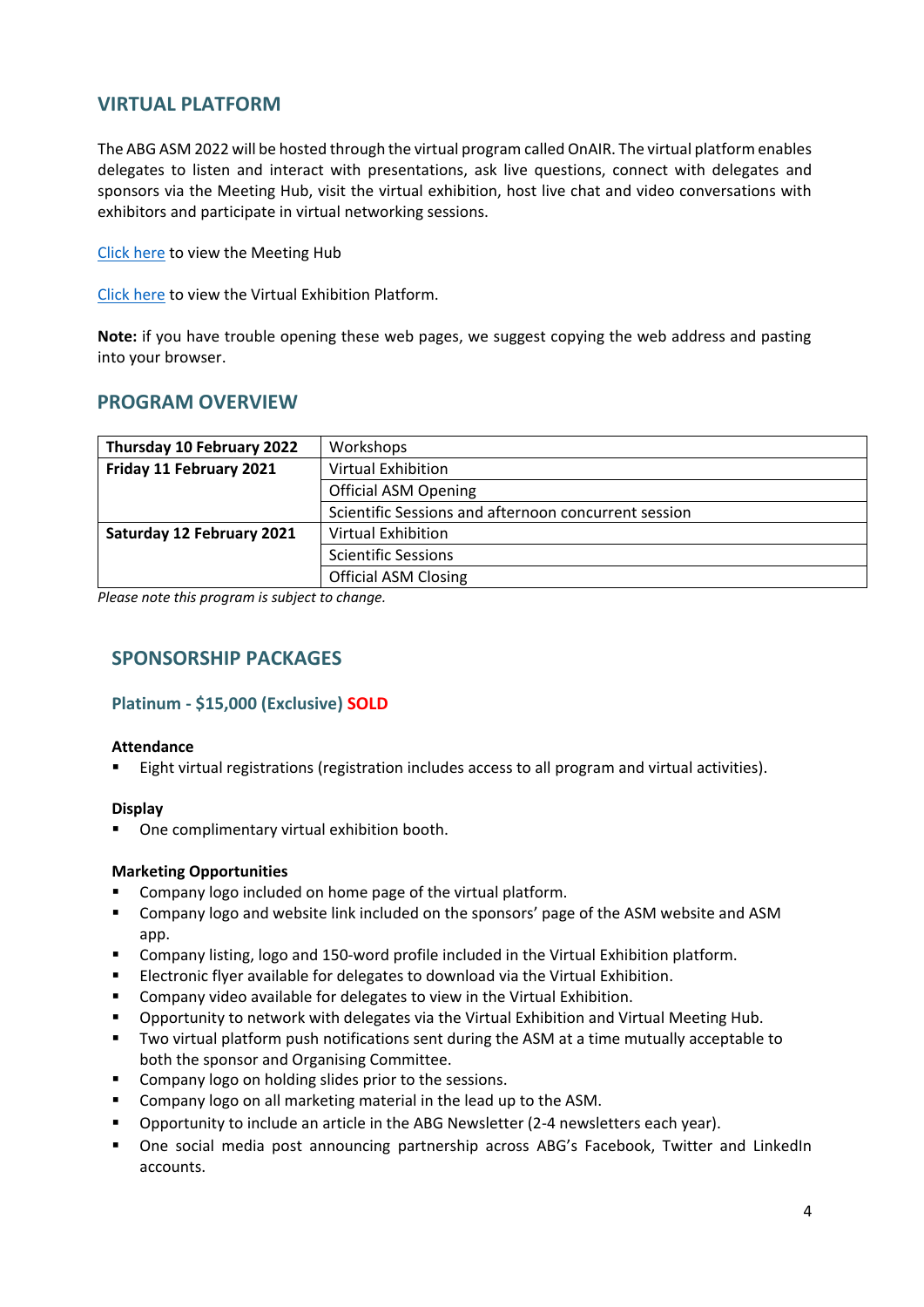## VIRTUAL PLATFORM

The ABG ASM 2022 will be hosted through the virtual program called OnAIR. The virtual platform enables delegates to listen and interact with presentations, ask live questions, connect with delegates and sponsors via the Meeting Hub, visit the virtual exhibition, host live chat and video conversations with exhibitors and participate in virtual networking sessions.

Click here to view the Meeting Hub

Click here to view the Virtual Exhibition Platform.

**Note:** if you have trouble opening these web pages, we suggest copying the web address and pasting into your browser.

## PROGRAM OVERVIEW

| | |
|---|---|
| **Thursday 10 February 2022** | Workshops |
| **Friday 11 February 2021** | Virtual Exhibition |
| | Official ASM Opening |
| | Scientific Sessions and afternoon concurrent session |
| **Saturday 12 February 2021** | Virtual Exhibition |
| | Scientific Sessions |
| | Official ASM Closing |

*Please note this program is subject to change.*

## SPONSORSHIP PACKAGES

### Platinum - $15,000 (Exclusive) SOLD

**Attendance**

- Eight virtual registrations (registration includes access to all program and virtual activities).

**Display**

- One complimentary virtual exhibition booth.

**Marketing Opportunities**

- Company logo included on home page of the virtual platform.
- Company logo and website link included on the sponsors' page of the ASM website and ASM app.
- Company listing, logo and 150-word profile included in the Virtual Exhibition platform.
- Electronic flyer available for delegates to download via the Virtual Exhibition.
- Company video available for delegates to view in the Virtual Exhibition.
- Opportunity to network with delegates via the Virtual Exhibition and Virtual Meeting Hub.
- Two virtual platform push notifications sent during the ASM at a time mutually acceptable to both the sponsor and Organising Committee.
- Company logo on holding slides prior to the sessions.
- Company logo on all marketing material in the lead up to the ASM.
- Opportunity to include an article in the ABG Newsletter (2-4 newsletters each year).
- One social media post announcing partnership across ABG's Facebook, Twitter and LinkedIn accounts.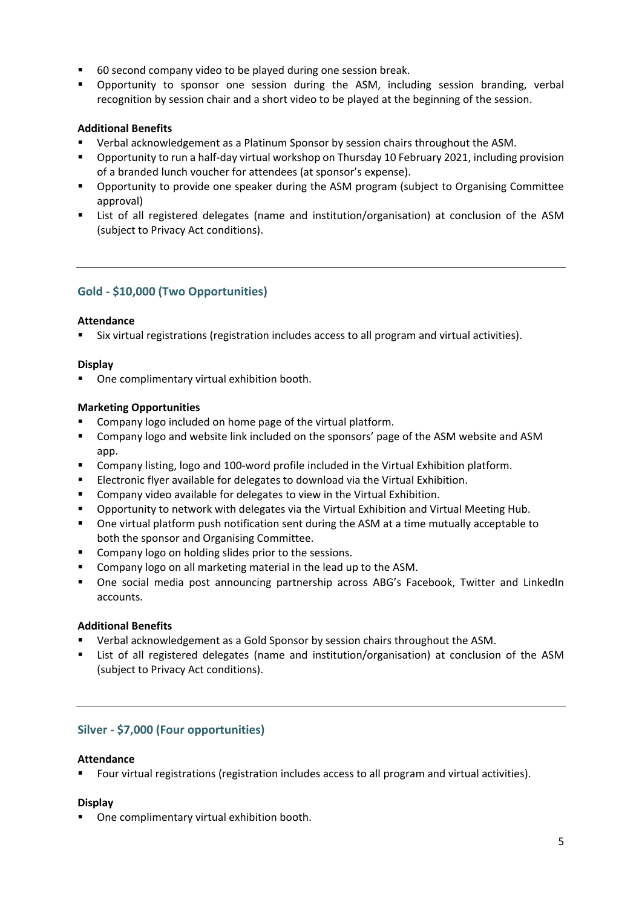- 60 second company video to be played during one session break.
- Opportunity to sponsor one session during the ASM, including session branding, verbal recognition by session chair and a short video to be played at the beginning of the session.

**Additional Benefits**

- Verbal acknowledgement as a Platinum Sponsor by session chairs throughout the ASM.
- Opportunity to run a half-day virtual workshop on Thursday 10 February 2021, including provision of a branded lunch voucher for attendees (at sponsor's expense).
- Opportunity to provide one speaker during the ASM program (subject to Organising Committee approval)
- List of all registered delegates (name and institution/organisation) at conclusion of the ASM (subject to Privacy Act conditions).

---

## Gold - $10,000 (Two Opportunities)

**Attendance**

- Six virtual registrations (registration includes access to all program and virtual activities).

**Display**

- One complimentary virtual exhibition booth.

**Marketing Opportunities**

- Company logo included on home page of the virtual platform.
- Company logo and website link included on the sponsors' page of the ASM website and ASM app.
- Company listing, logo and 100-word profile included in the Virtual Exhibition platform.
- Electronic flyer available for delegates to download via the Virtual Exhibition.
- Company video available for delegates to view in the Virtual Exhibition.
- Opportunity to network with delegates via the Virtual Exhibition and Virtual Meeting Hub.
- One virtual platform push notification sent during the ASM at a time mutually acceptable to both the sponsor and Organising Committee.
- Company logo on holding slides prior to the sessions.
- Company logo on all marketing material in the lead up to the ASM.
- One social media post announcing partnership across ABG's Facebook, Twitter and LinkedIn accounts.

**Additional Benefits**

- Verbal acknowledgement as a Gold Sponsor by session chairs throughout the ASM.
- List of all registered delegates (name and institution/organisation) at conclusion of the ASM (subject to Privacy Act conditions).

---

## Silver - $7,000 (Four opportunities)

**Attendance**

- Four virtual registrations (registration includes access to all program and virtual activities).

**Display**

- One complimentary virtual exhibition booth.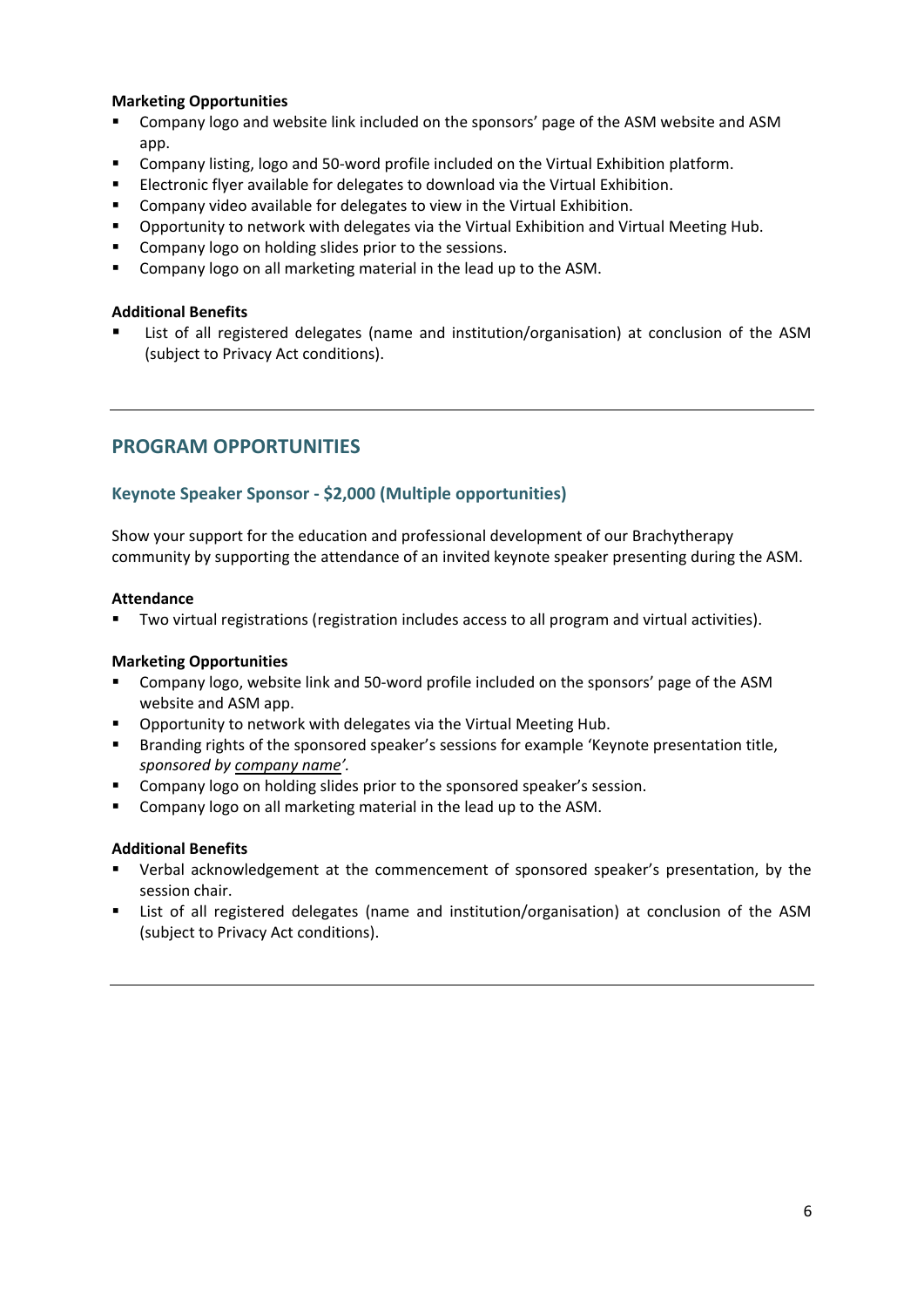**Marketing Opportunities**

- Company logo and website link included on the sponsors' page of the ASM website and ASM app.
- Company listing, logo and 50-word profile included on the Virtual Exhibition platform.
- Electronic flyer available for delegates to download via the Virtual Exhibition.
- Company video available for delegates to view in the Virtual Exhibition.
- Opportunity to network with delegates via the Virtual Exhibition and Virtual Meeting Hub.
- Company logo on holding slides prior to the sessions.
- Company logo on all marketing material in the lead up to the ASM.

**Additional Benefits**

- List of all registered delegates (name and institution/organisation) at conclusion of the ASM (subject to Privacy Act conditions).

---

## PROGRAM OPPORTUNITIES

### Keynote Speaker Sponsor - $2,000 (Multiple opportunities)

Show your support for the education and professional development of our Brachytherapy community by supporting the attendance of an invited keynote speaker presenting during the ASM.

**Attendance**

- Two virtual registrations (registration includes access to all program and virtual activities).

**Marketing Opportunities**

- Company logo, website link and 50-word profile included on the sponsors' page of the ASM website and ASM app.
- Opportunity to network with delegates via the Virtual Meeting Hub.
- Branding rights of the sponsored speaker's sessions for example 'Keynote presentation title, *sponsored by company name'*.
- Company logo on holding slides prior to the sponsored speaker's session.
- Company logo on all marketing material in the lead up to the ASM.

**Additional Benefits**

- Verbal acknowledgement at the commencement of sponsored speaker's presentation, by the session chair.
- List of all registered delegates (name and institution/organisation) at conclusion of the ASM (subject to Privacy Act conditions).

---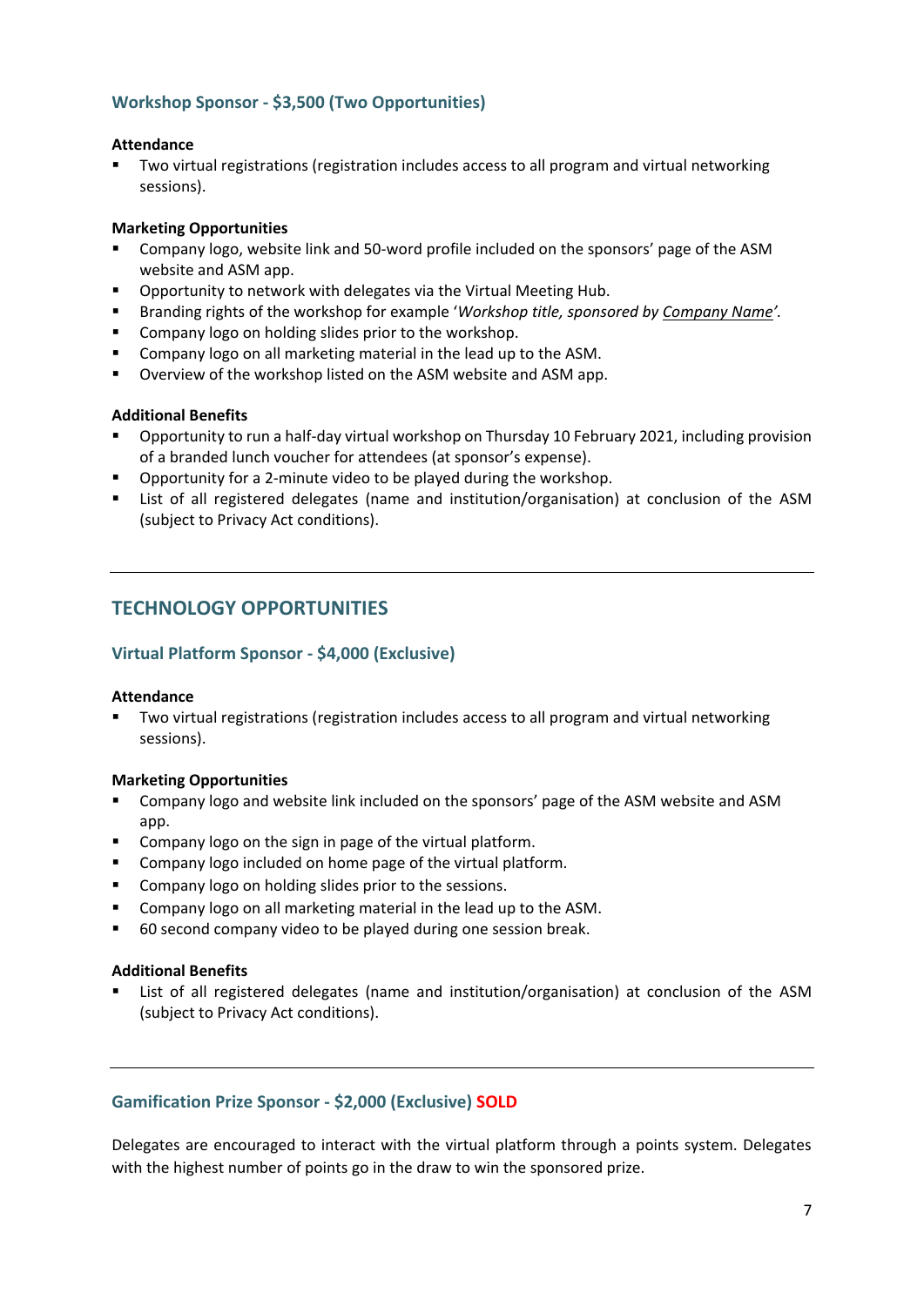### Workshop Sponsor - $3,500 (Two Opportunities)

**Attendance**

- Two virtual registrations (registration includes access to all program and virtual networking sessions).

**Marketing Opportunities**

- Company logo, website link and 50-word profile included on the sponsors' page of the ASM website and ASM app.
- Opportunity to network with delegates via the Virtual Meeting Hub.
- Branding rights of the workshop for example '*Workshop title, sponsored by Company Name'*.
- Company logo on holding slides prior to the workshop.
- Company logo on all marketing material in the lead up to the ASM.
- Overview of the workshop listed on the ASM website and ASM app.

**Additional Benefits**

- Opportunity to run a half-day virtual workshop on Thursday 10 February 2021, including provision of a branded lunch voucher for attendees (at sponsor's expense).
- Opportunity for a 2-minute video to be played during the workshop.
- List of all registered delegates (name and institution/organisation) at conclusion of the ASM (subject to Privacy Act conditions).

---

## TECHNOLOGY OPPORTUNITIES

### Virtual Platform Sponsor - $4,000 (Exclusive)

**Attendance**

- Two virtual registrations (registration includes access to all program and virtual networking sessions).

**Marketing Opportunities**

- Company logo and website link included on the sponsors' page of the ASM website and ASM app.
- Company logo on the sign in page of the virtual platform.
- Company logo included on home page of the virtual platform.
- Company logo on holding slides prior to the sessions.
- Company logo on all marketing material in the lead up to the ASM.
- 60 second company video to be played during one session break.

**Additional Benefits**

- List of all registered delegates (name and institution/organisation) at conclusion of the ASM (subject to Privacy Act conditions).

---

### Gamification Prize Sponsor - $2,000 (Exclusive) SOLD

Delegates are encouraged to interact with the virtual platform through a points system. Delegates with the highest number of points go in the draw to win the sponsored prize.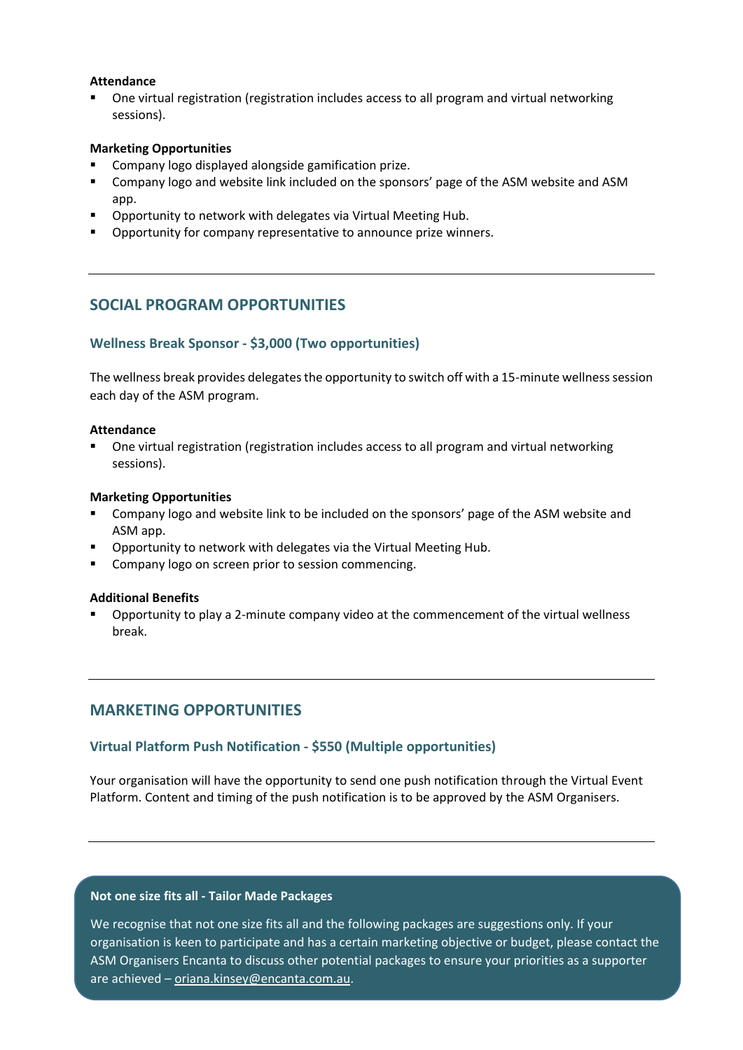**Attendance**

- One virtual registration (registration includes access to all program and virtual networking sessions).

**Marketing Opportunities**

- Company logo displayed alongside gamification prize.
- Company logo and website link included on the sponsors' page of the ASM website and ASM app.
- Opportunity to network with delegates via Virtual Meeting Hub.
- Opportunity for company representative to announce prize winners.

---

## SOCIAL PROGRAM OPPORTUNITIES

### Wellness Break Sponsor - $3,000 (Two opportunities)

The wellness break provides delegates the opportunity to switch off with a 15-minute wellness session each day of the ASM program.

**Attendance**

- One virtual registration (registration includes access to all program and virtual networking sessions).

**Marketing Opportunities**

- Company logo and website link to be included on the sponsors' page of the ASM website and ASM app.
- Opportunity to network with delegates via the Virtual Meeting Hub.
- Company logo on screen prior to session commencing.

**Additional Benefits**

- Opportunity to play a 2-minute company video at the commencement of the virtual wellness break.

---

## MARKETING OPPORTUNITIES

### Virtual Platform Push Notification - $550 (Multiple opportunities)

Your organisation will have the opportunity to send one push notification through the Virtual Event Platform. Content and timing of the push notification is to be approved by the ASM Organisers.

---

**Not one size fits all - Tailor Made Packages**

We recognise that not one size fits all and the following packages are suggestions only. If your organisation is keen to participate and has a certain marketing objective or budget, please contact the ASM Organisers Encanta to discuss other potential packages to ensure your priorities as a supporter are achieved – oriana.kinsey@encanta.com.au.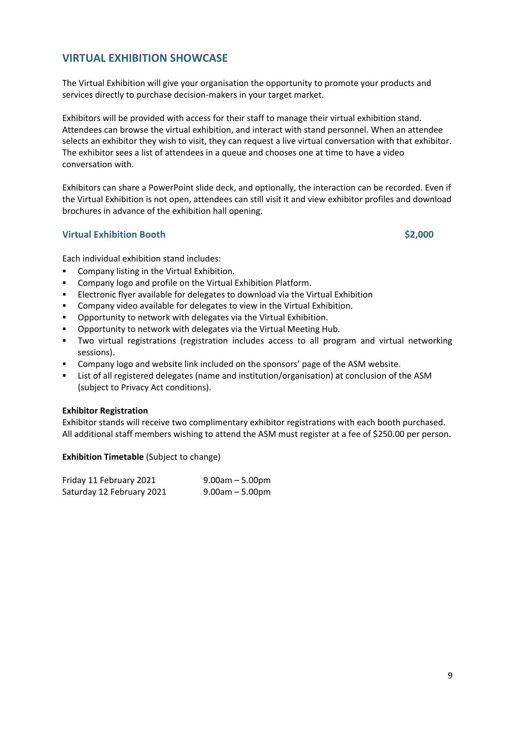## VIRTUAL EXHIBITION SHOWCASE

The Virtual Exhibition will give your organisation the opportunity to promote your products and services directly to purchase decision-makers in your target market.

Exhibitors will be provided with access for their staff to manage their virtual exhibition stand. Attendees can browse the virtual exhibition, and interact with stand personnel. When an attendee selects an exhibitor they wish to visit, they can request a live virtual conversation with that exhibitor. The exhibitor sees a list of attendees in a queue and chooses one at time to have a video conversation with.

Exhibitors can share a PowerPoint slide deck, and optionally, the interaction can be recorded. Even if the Virtual Exhibition is not open, attendees can still visit it and view exhibitor profiles and download brochures in advance of the exhibition hall opening.

### Virtual Exhibition Booth — $2,000

Each individual exhibition stand includes:

- Company listing in the Virtual Exhibition.
- Company logo and profile on the Virtual Exhibition Platform.
- Electronic flyer available for delegates to download via the Virtual Exhibition
- Company video available for delegates to view in the Virtual Exhibition.
- Opportunity to network with delegates via the Virtual Exhibition.
- Opportunity to network with delegates via the Virtual Meeting Hub.
- Two virtual registrations (registration includes access to all program and virtual networking sessions).
- Company logo and website link included on the sponsors' page of the ASM website.
- List of all registered delegates (name and institution/organisation) at conclusion of the ASM (subject to Privacy Act conditions).

**Exhibitor Registration**
Exhibitor stands will receive two complimentary exhibitor registrations with each booth purchased. All additional staff members wishing to attend the ASM must register at a fee of $250.00 per person.

**Exhibition Timetable** (Subject to change)

| | |
|---|---|
| Friday 11 February 2021 | 9.00am – 5.00pm |
| Saturday 12 February 2021 | 9.00am – 5.00pm |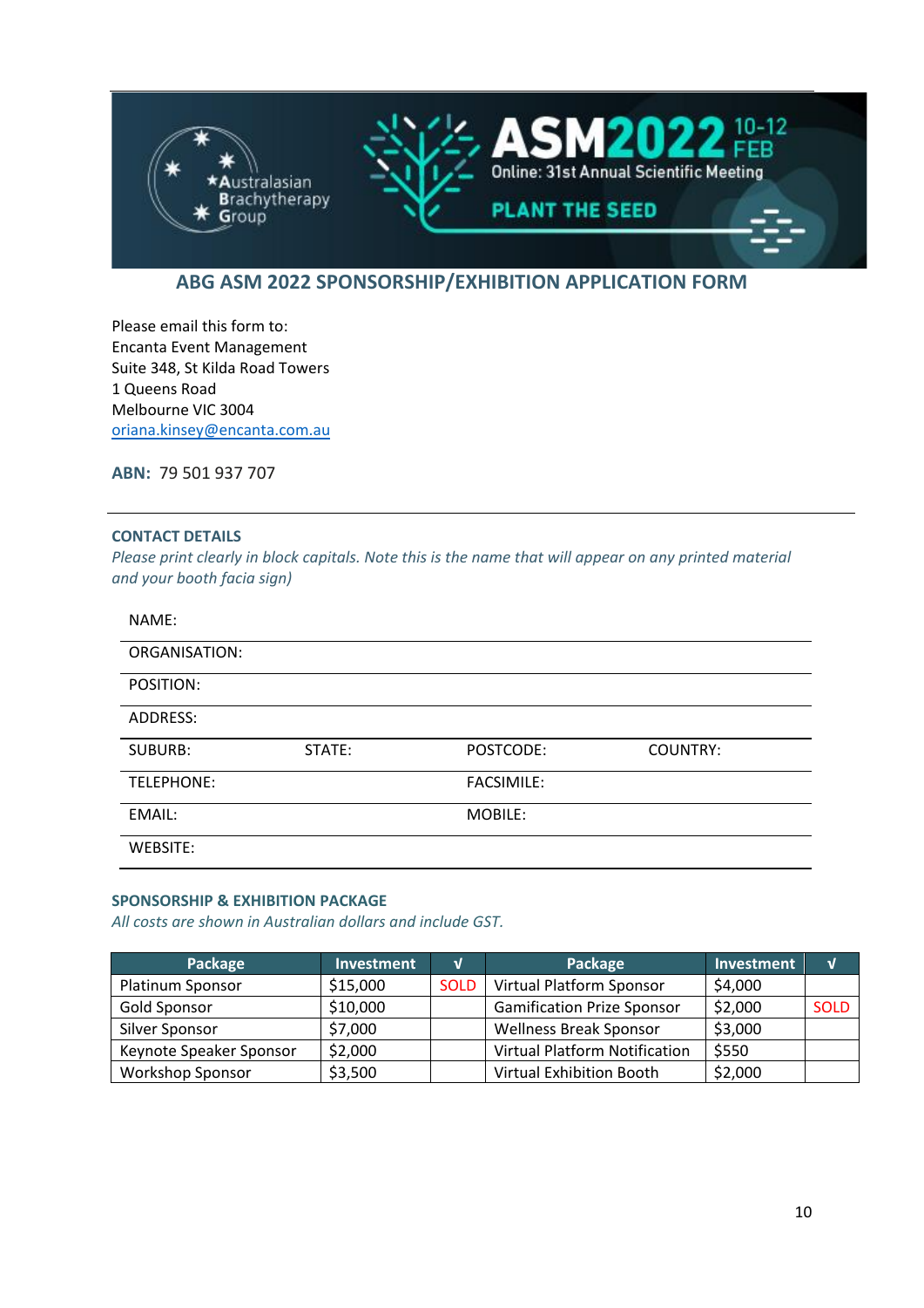# ABG ASM 2022 SPONSORSHIP/EXHIBITION APPLICATION FORM

Please email this form to:
Encanta Event Management
Suite 348, St Kilda Road Towers
1 Queens Road
Melbourne VIC 3004
oriana.kinsey@encanta.com.au

**ABN:** 79 501 937 707

---

## CONTACT DETAILS

*Please print clearly in block capitals. Note this is the name that will appear on any printed material and your booth facia sign)*

| | | | |
|---|---|---|---|
| NAME: | | | |
| ORGANISATION: | | | |
| POSITION: | | | |
| ADDRESS: | | | |
| SUBURB: | STATE: | POSTCODE: | COUNTRY: |
| TELEPHONE: | | FACSIMILE: | |
| EMAIL: | | MOBILE: | |
| WEBSITE: | | | |

## SPONSORSHIP & EXHIBITION PACKAGE

*All costs are shown in Australian dollars and include GST.*

| Package | Investment | √ | Package | Investment | √ |
|---|---|---|---|---|---|
| Platinum Sponsor | $15,000 | SOLD | Virtual Platform Sponsor | $4,000 | |
| Gold Sponsor | $10,000 | | Gamification Prize Sponsor | $2,000 | SOLD |
| Silver Sponsor | $7,000 | | Wellness Break Sponsor | $3,000 | |
| Keynote Speaker Sponsor | $2,000 | | Virtual Platform Notification | $550 | |
| Workshop Sponsor | $3,500 | | Virtual Exhibition Booth | $2,000 | |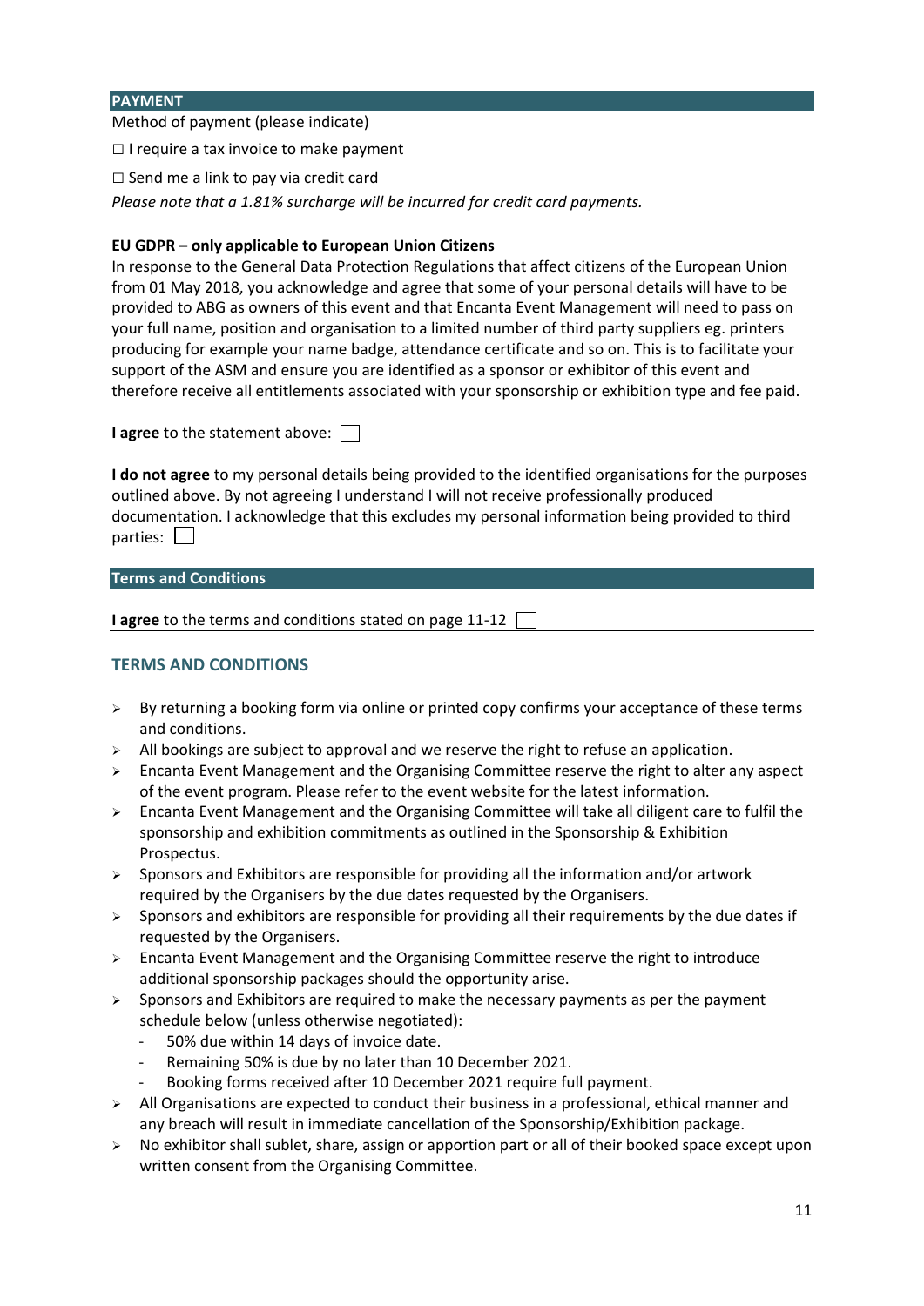## PAYMENT

Method of payment (please indicate)

☐ I require a tax invoice to make payment

☐ Send me a link to pay via credit card

*Please note that a 1.81% surcharge will be incurred for credit card payments.*

**EU GDPR – only applicable to European Union Citizens**

In response to the General Data Protection Regulations that affect citizens of the European Union from 01 May 2018, you acknowledge and agree that some of your personal details will have to be provided to ABG as owners of this event and that Encanta Event Management will need to pass on your full name, position and organisation to a limited number of third party suppliers eg. printers producing for example your name badge, attendance certificate and so on. This is to facilitate your support of the ASM and ensure you are identified as a sponsor or exhibitor of this event and therefore receive all entitlements associated with your sponsorship or exhibition type and fee paid.

**I agree** to the statement above: ☐

**I do not agree** to my personal details being provided to the identified organisations for the purposes outlined above. By not agreeing I understand I will not receive professionally produced documentation. I acknowledge that this excludes my personal information being provided to third parties: ☐

## Terms and Conditions

**I agree** to the terms and conditions stated on page 11-12 ☐

## TERMS AND CONDITIONS

- By returning a booking form via online or printed copy confirms your acceptance of these terms and conditions.
- All bookings are subject to approval and we reserve the right to refuse an application.
- Encanta Event Management and the Organising Committee reserve the right to alter any aspect of the event program. Please refer to the event website for the latest information.
- Encanta Event Management and the Organising Committee will take all diligent care to fulfil the sponsorship and exhibition commitments as outlined in the Sponsorship & Exhibition Prospectus.
- Sponsors and Exhibitors are responsible for providing all the information and/or artwork required by the Organisers by the due dates requested by the Organisers.
- Sponsors and exhibitors are responsible for providing all their requirements by the due dates if requested by the Organisers.
- Encanta Event Management and the Organising Committee reserve the right to introduce additional sponsorship packages should the opportunity arise.
- Sponsors and Exhibitors are required to make the necessary payments as per the payment schedule below (unless otherwise negotiated):
  - 50% due within 14 days of invoice date.
  - Remaining 50% is due by no later than 10 December 2021.
  - Booking forms received after 10 December 2021 require full payment.
- All Organisations are expected to conduct their business in a professional, ethical manner and any breach will result in immediate cancellation of the Sponsorship/Exhibition package.
- No exhibitor shall sublet, share, assign or apportion part or all of their booked space except upon written consent from the Organising Committee.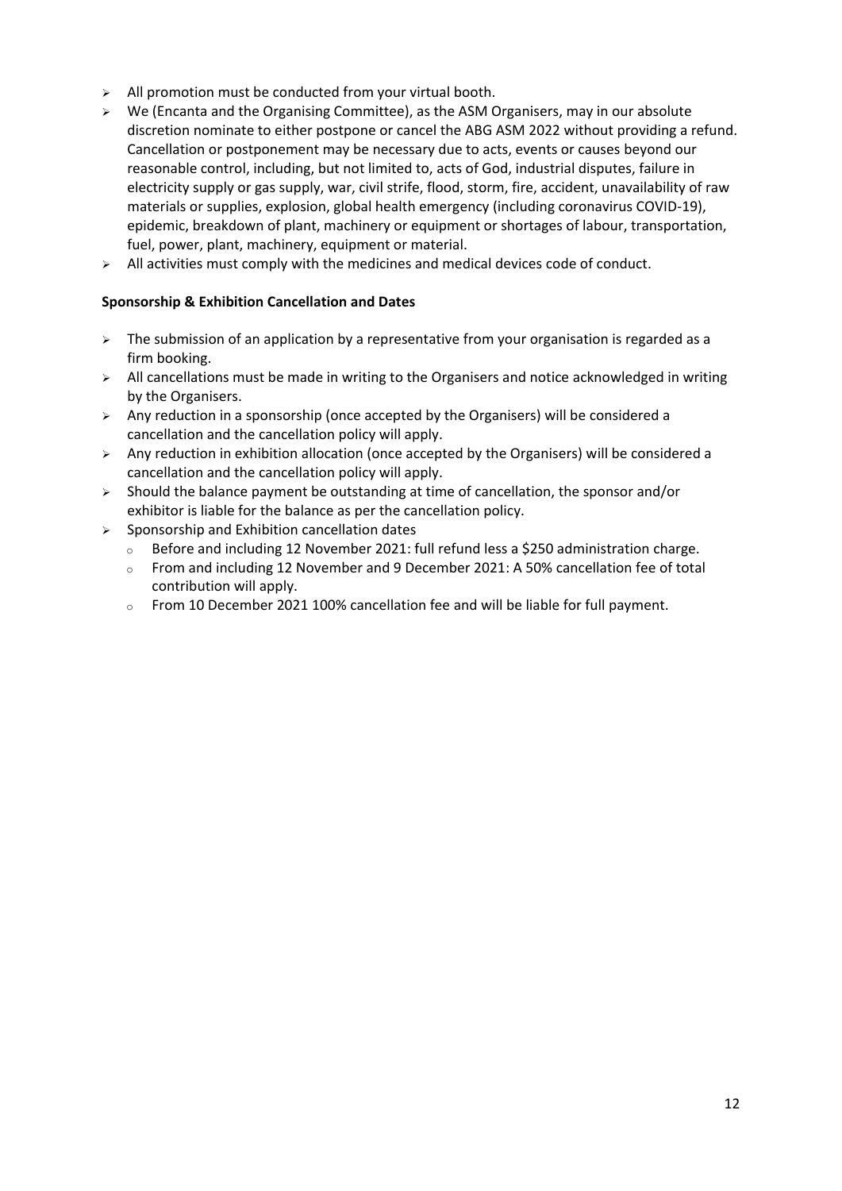- All promotion must be conducted from your virtual booth.
- We (Encanta and the Organising Committee), as the ASM Organisers, may in our absolute discretion nominate to either postpone or cancel the ABG ASM 2022 without providing a refund. Cancellation or postponement may be necessary due to acts, events or causes beyond our reasonable control, including, but not limited to, acts of God, industrial disputes, failure in electricity supply or gas supply, war, civil strife, flood, storm, fire, accident, unavailability of raw materials or supplies, explosion, global health emergency (including coronavirus COVID-19), epidemic, breakdown of plant, machinery or equipment or shortages of labour, transportation, fuel, power, plant, machinery, equipment or material.
- All activities must comply with the medicines and medical devices code of conduct.

**Sponsorship & Exhibition Cancellation and Dates**

- The submission of an application by a representative from your organisation is regarded as a firm booking.
- All cancellations must be made in writing to the Organisers and notice acknowledged in writing by the Organisers.
- Any reduction in a sponsorship (once accepted by the Organisers) will be considered a cancellation and the cancellation policy will apply.
- Any reduction in exhibition allocation (once accepted by the Organisers) will be considered a cancellation and the cancellation policy will apply.
- Should the balance payment be outstanding at time of cancellation, the sponsor and/or exhibitor is liable for the balance as per the cancellation policy.
- Sponsorship and Exhibition cancellation dates
  - Before and including 12 November 2021: full refund less a $250 administration charge.
  - From and including 12 November and 9 December 2021: A 50% cancellation fee of total contribution will apply.
  - From 10 December 2021 100% cancellation fee and will be liable for full payment.